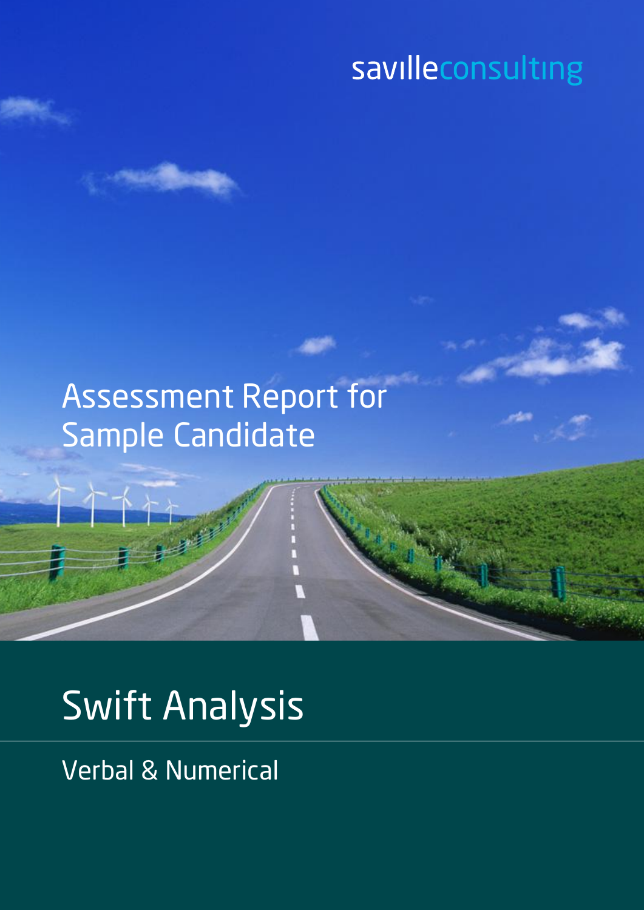savilleconsulting

# Assessment Report for Sample Candidate

# Swift Analysis

## Verbal & Numerical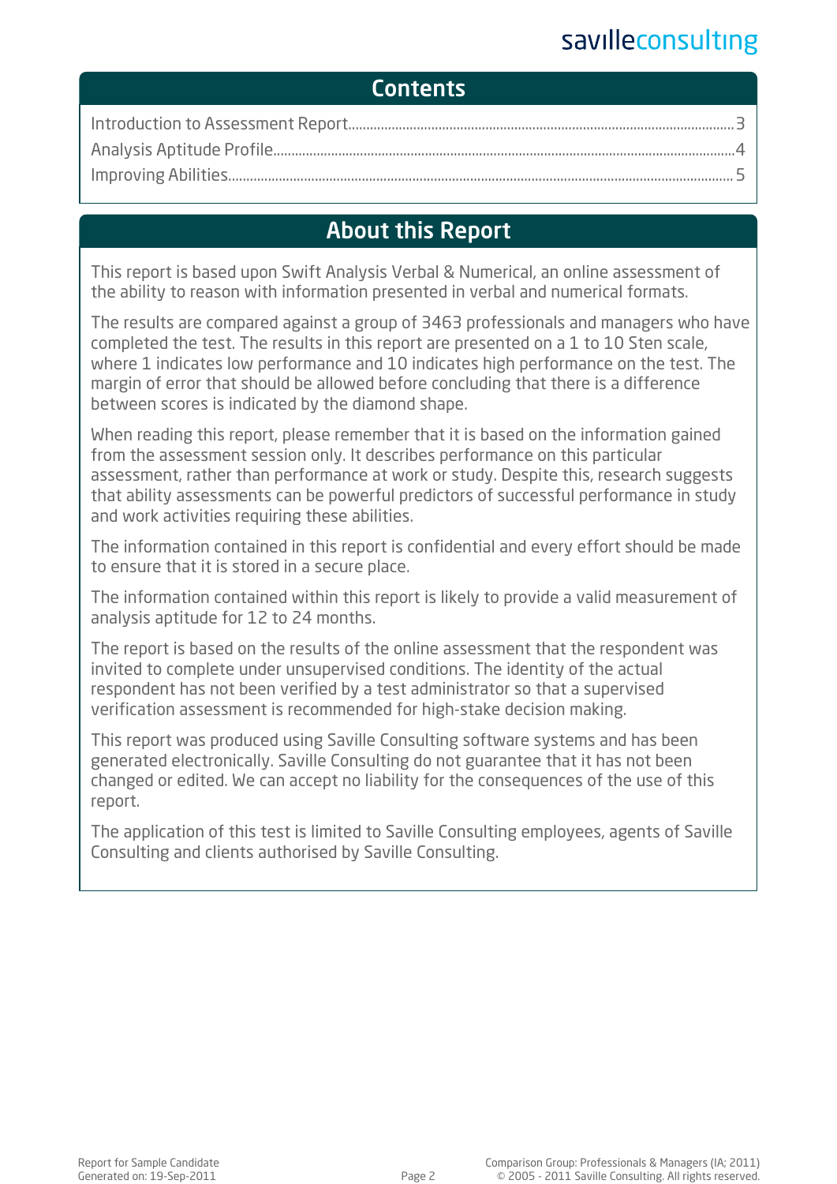## Contents

Introduction to Assessment Report....................3
Analysis Aptitude Profile....................4
Improving Abilities....................5

## About this Report

This report is based upon Swift Analysis Verbal & Numerical, an online assessment of the ability to reason with information presented in verbal and numerical formats.

The results are compared against a group of 3463 professionals and managers who have completed the test. The results in this report are presented on a 1 to 10 Sten scale, where 1 indicates low performance and 10 indicates high performance on the test. The margin of error that should be allowed before concluding that there is a difference between scores is indicated by the diamond shape.

When reading this report, please remember that it is based on the information gained from the assessment session only. It describes performance on this particular assessment, rather than performance at work or study. Despite this, research suggests that ability assessments can be powerful predictors of successful performance in study and work activities requiring these abilities.

The information contained in this report is confidential and every effort should be made to ensure that it is stored in a secure place.

The information contained within this report is likely to provide a valid measurement of analysis aptitude for 12 to 24 months.

The report is based on the results of the online assessment that the respondent was invited to complete under unsupervised conditions. The identity of the actual respondent has not been verified by a test administrator so that a supervised verification assessment is recommended for high-stake decision making.

This report was produced using Saville Consulting software systems and has been generated electronically. Saville Consulting do not guarantee that it has not been changed or edited. We can accept no liability for the consequences of the use of this report.

The application of this test is limited to Saville Consulting employees, agents of Saville Consulting and clients authorised by Saville Consulting.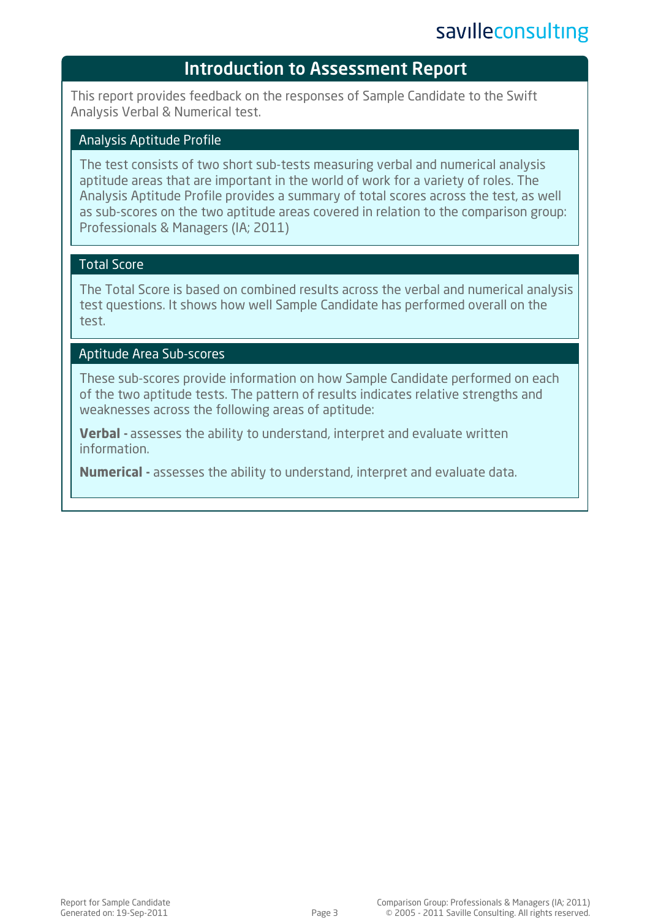# Introduction to Assessment Report

This report provides feedback on the responses of Sample Candidate to the Swift Analysis Verbal & Numerical test.

## Analysis Aptitude Profile

The test consists of two short sub-tests measuring verbal and numerical analysis aptitude areas that are important in the world of work for a variety of roles. The Analysis Aptitude Profile provides a summary of total scores across the test, as well as sub-scores on the two aptitude areas covered in relation to the comparison group: Professionals & Managers (IA; 2011)

## Total Score

The Total Score is based on combined results across the verbal and numerical analysis test questions. It shows how well Sample Candidate has performed overall on the test.

## Aptitude Area Sub-scores

These sub-scores provide information on how Sample Candidate performed on each of the two aptitude tests. The pattern of results indicates relative strengths and weaknesses across the following areas of aptitude:

**Verbal -** assesses the ability to understand, interpret and evaluate written information.

**Numerical -** assesses the ability to understand, interpret and evaluate data.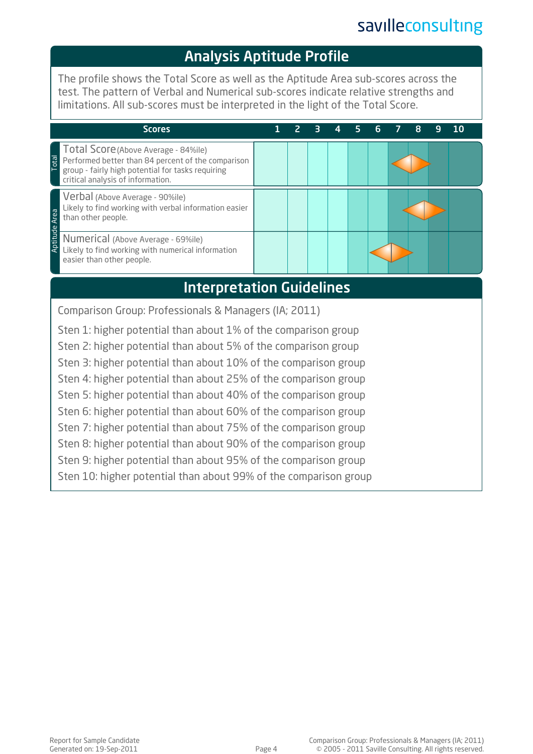# Analysis Aptitude Profile

The profile shows the Total Score as well as the Aptitude Area sub-scores across the test. The pattern of Verbal and Numerical sub-scores indicate relative strengths and limitations. All sub-scores must be interpreted in the light of the Total Score.

Scores

1 2 3 4 5 6 7 8 9 10

Total

Total Score (Above Average - 84%ile)
Performed better than 84 percent of the comparison group - fairly high potential for tasks requiring critical analysis of information.

Aptitude Area

Verbal (Above Average - 90%ile)
Likely to find working with verbal information easier than other people.

Numerical (Above Average - 69%ile)
Likely to find working with numerical information easier than other people.

# Interpretation Guidelines

Comparison Group: Professionals & Managers (IA; 2011)

Sten 1: higher potential than about 1% of the comparison group
Sten 2: higher potential than about 5% of the comparison group
Sten 3: higher potential than about 10% of the comparison group
Sten 4: higher potential than about 25% of the comparison group
Sten 5: higher potential than about 40% of the comparison group
Sten 6: higher potential than about 60% of the comparison group
Sten 7: higher potential than about 75% of the comparison group
Sten 8: higher potential than about 90% of the comparison group
Sten 9: higher potential than about 95% of the comparison group
Sten 10: higher potential than about 99% of the comparison group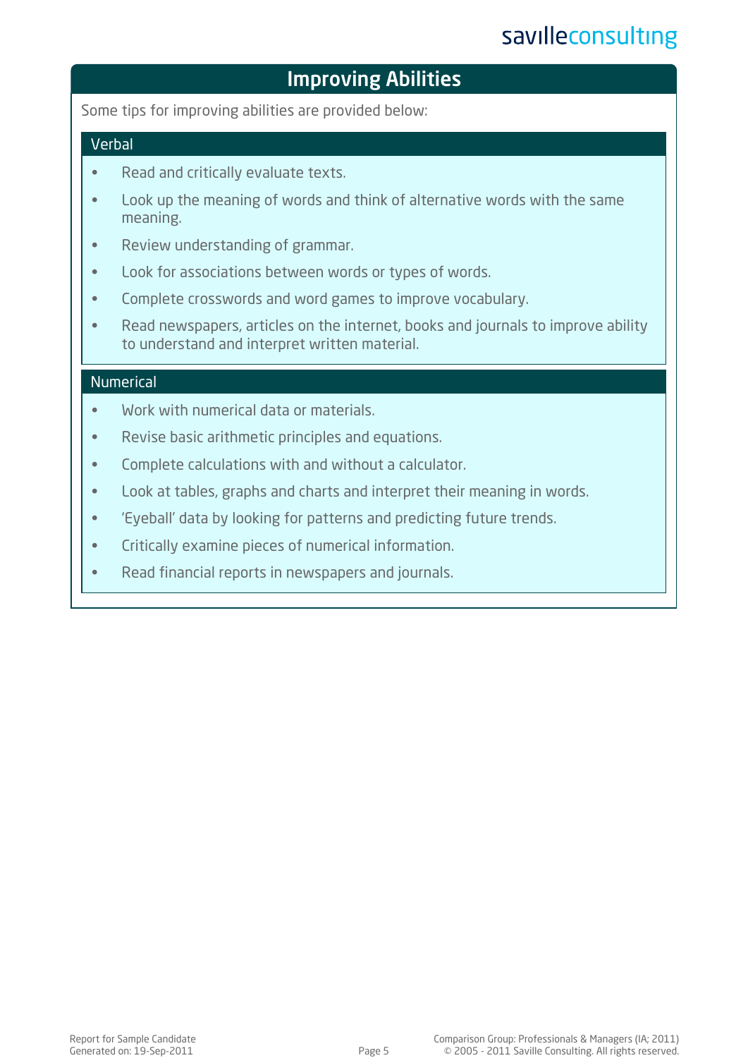# Improving Abilities

Some tips for improving abilities are provided below:

## Verbal

- Read and critically evaluate texts.
- Look up the meaning of words and think of alternative words with the same meaning.
- Review understanding of grammar.
- Look for associations between words or types of words.
- Complete crosswords and word games to improve vocabulary.
- Read newspapers, articles on the internet, books and journals to improve ability to understand and interpret written material.

## Numerical

- Work with numerical data or materials.
- Revise basic arithmetic principles and equations.
- Complete calculations with and without a calculator.
- Look at tables, graphs and charts and interpret their meaning in words.
- 'Eyeball' data by looking for patterns and predicting future trends.
- Critically examine pieces of numerical information.
- Read financial reports in newspapers and journals.